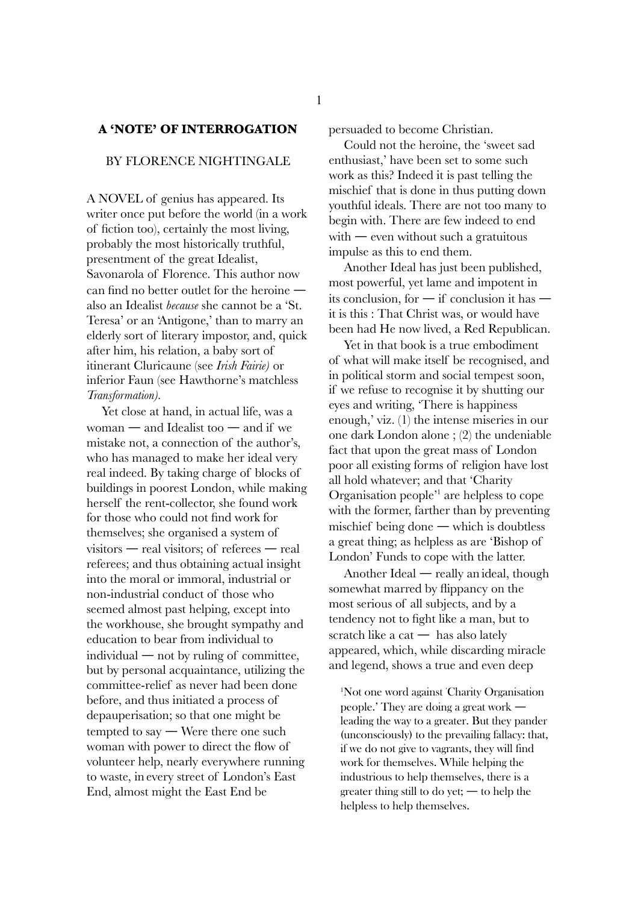# A 'NOTE' OF INTERROGATION

BY FLORENCE NIGHTINGALE

A NOVEL of genius has appeared. Its writer once put before the world (in a work of fiction too), certainly the most living, probably the most historically truthful, presentment of the great Idealist, Savonarola of Florence. This author now can find no better outlet for the heroine — also an Idealist *because* she cannot be a 'St. Teresa' or an 'Antigone,' than to marry an elderly sort of literary impostor, and, quick after him, his relation, a baby sort of itinerant Cluricaune (see *Irish Fairie)* or inferior Faun (see Hawthorne's matchless *Transformation).*

Yet close at hand, in actual life, was a woman — and Idealist too — and if we mistake not, a connection of the author's, who has managed to make her ideal very real indeed. By taking charge of blocks of buildings in poorest London, while making herself the rent-collector, she found work for those who could not find work for themselves; she organised a system of visitors — real visitors; of referees — real referees; and thus obtaining actual insight into the moral or immoral, industrial or non-industrial conduct of those who seemed almost past helping, except into the workhouse, she brought sympathy and education to bear from individual to individual — not by ruling of committee, but by personal acquaintance, utilizing the committee-relief as never had been done before, and thus initiated a process of depauperisation; so that one might be tempted to say — Were there one such woman with power to direct the flow of volunteer help, nearly everywhere running to waste, in every street of London's East End, almost might the East End be persuaded to become Christian.

Could not the heroine, the 'sweet sad enthusiast,' have been set to some such work as this? Indeed it is past telling the mischief that is done in thus putting down youthful ideals. There are not too many to begin with. There are few indeed to end with — even without such a gratuitous impulse as this to end them.

Another Ideal has just been published, most powerful, yet lame and impotent in its conclusion, for — if conclusion it has — it is this : That Christ was, or would have been had He now lived, a Red Republican.

Yet in that book is a true embodiment of what will make itself be recognised, and in political storm and social tempest soon, if we refuse to recognise it by shutting our eyes and writing, 'There is happiness enough,' viz. (1) the intense miseries in our one dark London alone ; (2) the undeniable fact that upon the great mass of London poor all existing forms of religion have lost all hold whatever; and that 'Charity Organisation people'[1] are helpless to cope with the former, farther than by preventing mischief being done — which is doubtless a great thing; as helpless as are 'Bishop of London' Funds to cope with the latter.

Another Ideal — really an ideal, though somewhat marred by flippancy on the most serious of all subjects, and by a tendency not to fight like a man, but to scratch like a cat — has also lately appeared, which, while discarding miracle and legend, shows a true and even deep

[1]Not one word against 'Charity Organisation people.' They are doing a great work — leading the way to a greater. But they pander (unconsciously) to the prevailing fallacy: that, if we do not give to vagrants, they will find work for themselves. While helping the industrious to help themselves, there is a greater thing still to do yet; — to help the helpless to help themselves.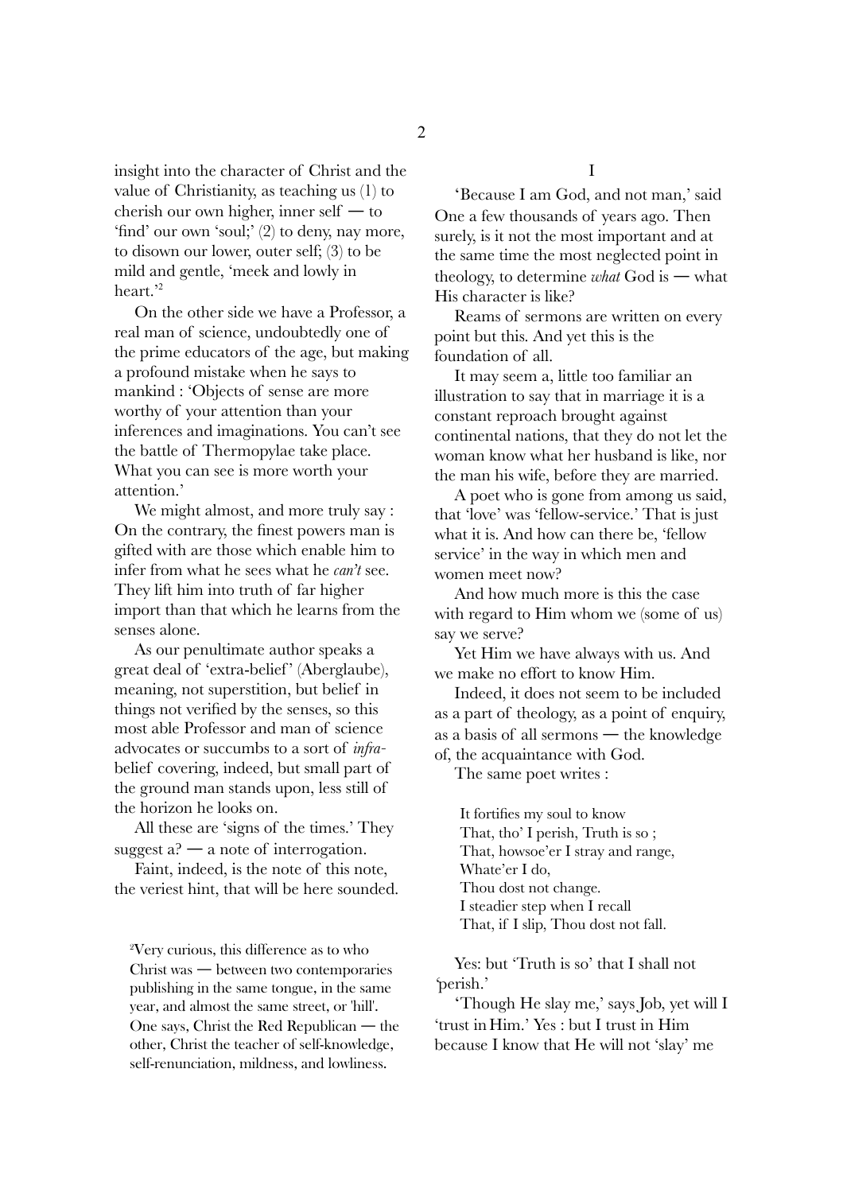insight into the character of Christ and the value of Christianity, as teaching us (1) to cherish our own higher, inner self — to 'find' our own 'soul;' (2) to deny, nay more, to disown our lower, outer self; (3) to be mild and gentle, 'meek and lowly in heart.'[2]

On the other side we have a Professor, a real man of science, undoubtedly one of the prime educators of the age, but making a profound mistake when he says to mankind : 'Objects of sense are more worthy of your attention than your inferences and imaginations. You can't see the battle of Thermopylae take place. What you can see is more worth your attention.'

We might almost, and more truly say : On the contrary, the finest powers man is gifted with are those which enable him to infer from what he sees what he *can't* see. They lift him into truth of far higher import than that which he learns from the senses alone.

As our penultimate author speaks a great deal of 'extra-belief' (Aberglaube), meaning, not superstition, but belief in things not verified by the senses, so this most able Professor and man of science advocates or succumbs to a sort of *infra*-belief covering, indeed, but small part of the ground man stands upon, less still of the horizon he looks on.

All these are 'signs of the times.' They suggest a? — a note of interrogation.

Faint, indeed, is the note of this note, the veriest hint, that will be here sounded.

[2]Very curious, this difference as to who Christ was — between two contemporaries publishing in the same tongue, in the same year, and almost the same street, or 'hill'. One says, Christ the Red Republican — the other, Christ the teacher of self-knowledge, self-renunciation, mildness, and lowliness.

## I

'Because I am God, and not man,' said One a few thousands of years ago. Then surely, is it not the most important and at the same time the most neglected point in theology, to determine *what* God is — what His character is like?

Reams of sermons are written on every point but this. And yet this is the foundation of all.

It may seem a, little too familiar an illustration to say that in marriage it is a constant reproach brought against continental nations, that they do not let the woman know what her husband is like, nor the man his wife, before they are married.

A poet who is gone from among us said, that 'love' was 'fellow-service.' That is just what it is. And how can there be, 'fellow service' in the way in which men and women meet now?

And how much more is this the case with regard to Him whom we (some of us) say we serve?

Yet Him we have always with us. And we make no effort to know Him.

Indeed, it does not seem to be included as a part of theology, as a point of enquiry, as a basis of all sermons — the knowledge of, the acquaintance with God.

The same poet writes :

> It fortifies my soul to know
> That, tho' I perish, Truth is so ;
> That, howsoe'er I stray and range,
> Whate'er I do,
> Thou dost not change.
> I steadier step when I recall
> That, if I slip, Thou dost not fall.

Yes: but 'Truth is so' that I shall not 'perish.'

'Though He slay me,' says Job, yet will I 'trust in Him.' Yes : but I trust in Him because I know that He will not 'slay' me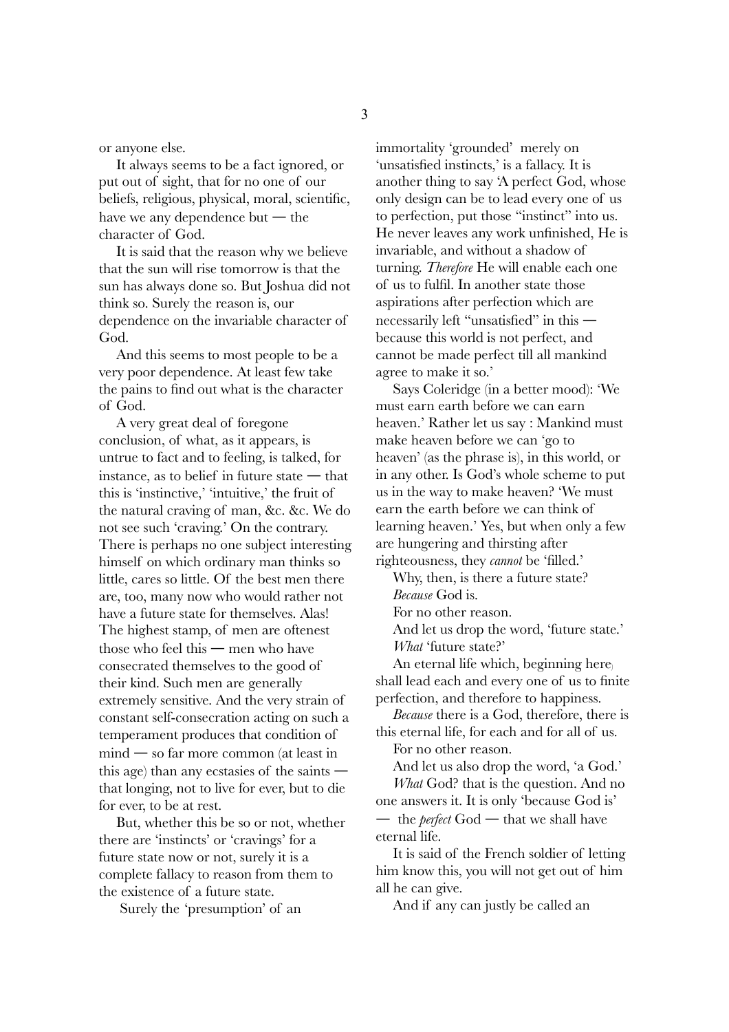or anyone else.

It always seems to be a fact ignored, or put out of sight, that for no one of our beliefs, religious, physical, moral, scientific, have we any dependence but — the character of God.

It is said that the reason why we believe that the sun will rise tomorrow is that the sun has always done so. But Joshua did not think so. Surely the reason is, our dependence on the invariable character of God.

And this seems to most people to be a very poor dependence. At least few take the pains to find out what is the character of God.

A very great deal of foregone conclusion, of what, as it appears, is untrue to fact and to feeling, is talked, for instance, as to belief in future state — that this is 'instinctive,' 'intuitive,' the fruit of the natural craving of man, &c. &c. We do not see such 'craving.' On the contrary. There is perhaps no one subject interesting himself on which ordinary man thinks so little, cares so little. Of the best men there are, too, many now who would rather not have a future state for themselves. Alas! The highest stamp, of men are oftenest those who feel this — men who have consecrated themselves to the good of their kind. Such men are generally extremely sensitive. And the very strain of constant self-consecration acting on such a temperament produces that condition of mind — so far more common (at least in this age) than any ecstasies of the saints — that longing, not to live for ever, but to die for ever, to be at rest.

But, whether this be so or not, whether there are 'instincts' or 'cravings' for a future state now or not, surely it is a complete fallacy to reason from them to the existence of a future state.

Surely the 'presumption' of an immortality 'grounded' merely on 'unsatisfied instincts,' is a fallacy. It is another thing to say 'A perfect God, whose only design can be to lead every one of us to perfection, put those "instinct" into us. He never leaves any work unfinished, He is invariable, and without a shadow of turning. *Therefore* He will enable each one of us to fulfil. In another state those aspirations after perfection which are necessarily left "unsatisfied" in this — because this world is not perfect, and cannot be made perfect till all mankind agree to make it so.'

Says Coleridge (in a better mood): 'We must earn earth before we can earn heaven.' Rather let us say : Mankind must make heaven before we can 'go to heaven' (as the phrase is), in this world, or in any other. Is God's whole scheme to put us in the way to make heaven? 'We must earn the earth before we can think of learning heaven.' Yes, but when only a few are hungering and thirsting after righteousness, they *cannot* be 'filled.'

Why, then, is there a future state?

*Because* God is.

For no other reason.

And let us drop the word, 'future state.'

*What* 'future state?'

An eternal life which, beginning here, shall lead each and every one of us to finite perfection, and therefore to happiness.

*Because* there is a God, therefore, there is this eternal life, for each and for all of us.

For no other reason.

And let us also drop the word, 'a God.'

*What* God? that is the question. And no one answers it. It is only 'because God is' — the *perfect* God — that we shall have eternal life.

It is said of the French soldier of letting him know this, you will not get out of him all he can give.

And if any can justly be called an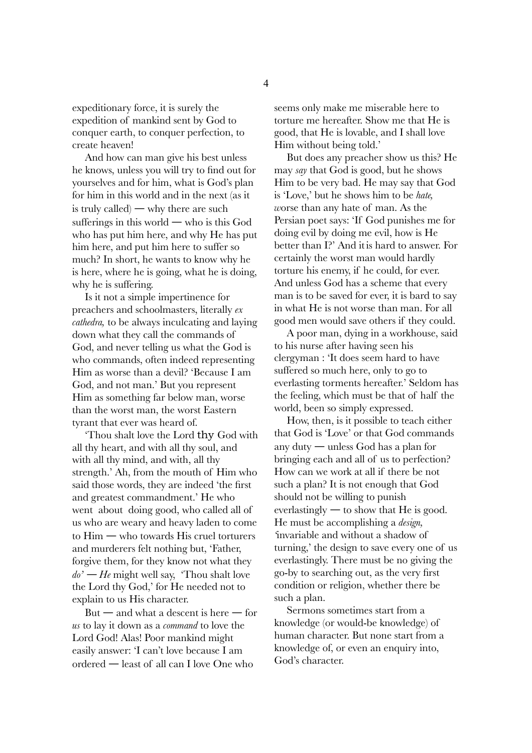expeditionary force, it is surely the expedition of mankind sent by God to conquer earth, to conquer perfection, to create heaven!

And how can man give his best unless he knows, unless you will try to find out for yourselves and for him, what is God's plan for him in this world and in the next (as it is truly called) — why there are such sufferings in this world — who is this God who has put him here, and why He has put him here, and put him here to suffer so much? In short, he wants to know why he is here, where he is going, what he is doing, why he is suffering.

Is it not a simple impertinence for preachers and schoolmasters, literally *ex cathedra,* to be always inculcating and laying down what they call the commands of God, and never telling us what the God is who commands, often indeed representing Him as worse than a devil? 'Because I am God, and not man.' But you represent Him as something far below man, worse than the worst man, the worst Eastern tyrant that ever was heard of.

'Thou shalt love the Lord thy God with all thy heart, and with all thy soul, and with all thy mind, and with, all thy strength.' Ah, from the mouth of Him who said those words, they are indeed 'the first and greatest commandment.' He who went about doing good, who called all of us who are weary and heavy laden to come to Him — who towards His cruel torturers and murderers felt nothing but, 'Father, forgive them, for they know not what they *do'* — *He* might well say, 'Thou shalt love the Lord thy God,' for He needed not to explain to us His character.

But — and what a descent is here — for *us* to lay it down as a *command* to love the Lord God! Alas! Poor mankind might easily answer: 'I can't love because I am ordered — least of all can I love One who seems only make me miserable here to torture me hereafter. Show me that He is good, that He is lovable, and I shall love Him without being told.'

But does any preacher show us this? He may *say* that God is good, but he shows Him to be very bad. He may say that God is 'Love,' but he shows him to be *hate, w*orse than any hate of man. As the Persian poet says: 'If God punishes me for doing evil by doing me evil, how is He better than I?' And itis hard to answer. For certainly the worst man would hardly torture his enemy, if he could, for ever. And unless God has a scheme that every man is to be saved for ever, it is bard to say in what He is not worse than man. For all good men would save others if they could.

A poor man, dying in a workhouse, said to his nurse after having seen his clergyman : 'It does seem hard to have suffered so much here, only to go to everlasting torments hereafter.' Seldom has the feeling, which must be that of half the world, been so simply expressed.

How, then, is it possible to teach either that God is 'Love' or that God commands any duty — unless God has a plan for bringing each and all of us to perfection? How can we work at all if there be not such a plan? It is not enough that God should not be willing to punish everlastingly — to show that He is good. He must be accomplishing a *design,* 'invariable and without a shadow of turning,' the design to save every one of us everlastingly. There must be no giving the go-by to searching out, as the very first condition or religion, whether there be such a plan.

Sermons sometimes start from a knowledge (or would-be knowledge) of human character. But none start from a knowledge of, or even an enquiry into, God's character.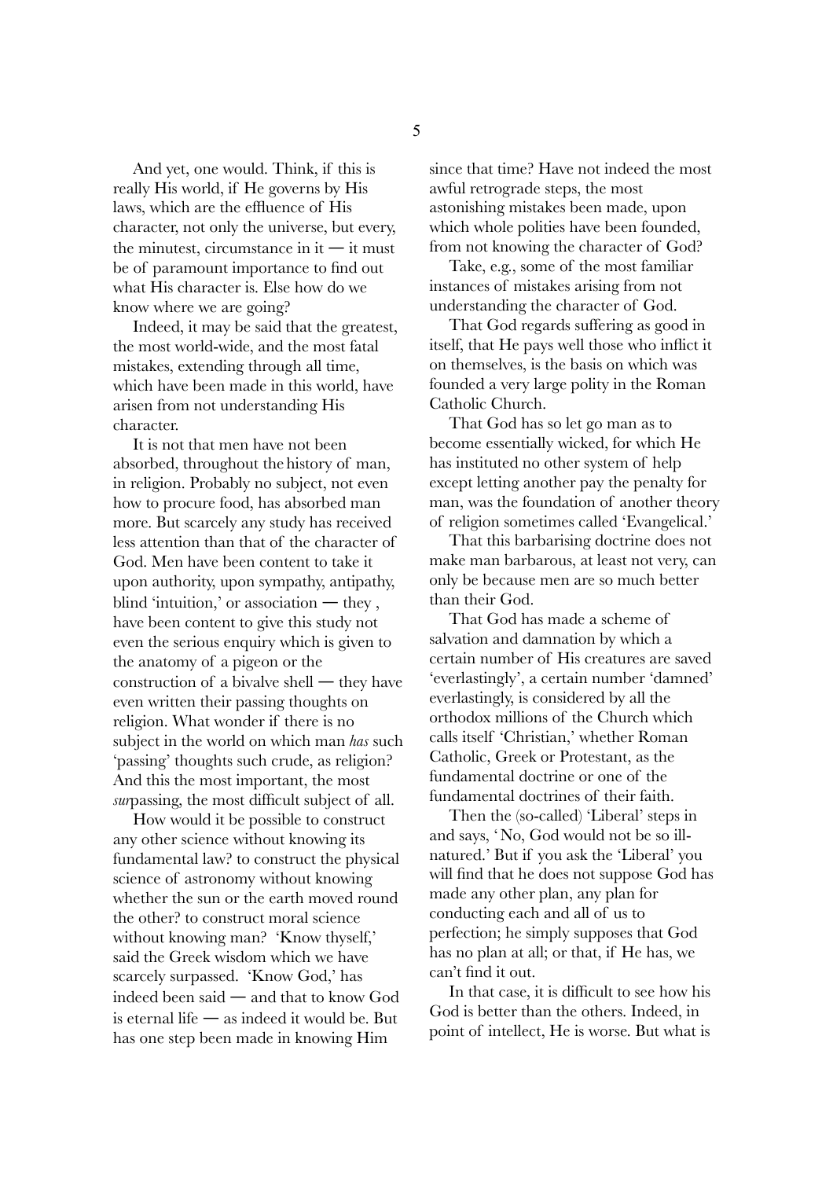And yet, one would. Think, if this is really His world, if He governs by His laws, which are the effluence of His character, not only the universe, but every, the minutest, circumstance in it — it must be of paramount importance to find out what His character is. Else how do we know where we are going?

Indeed, it may be said that the greatest, the most world-wide, and the most fatal mistakes, extending through all time, which have been made in this world, have arisen from not understanding His character.

It is not that men have not been absorbed, throughout the history of man, in religion. Probably no subject, not even how to procure food, has absorbed man more. But scarcely any study has received less attention than that of the character of God. Men have been content to take it upon authority, upon sympathy, antipathy, blind 'intuition,' or association — they , have been content to give this study not even the serious enquiry which is given to the anatomy of a pigeon or the construction of a bivalve shell — they have even written their passing thoughts on religion. What wonder if there is no subject in the world on which man *has* such 'passing' thoughts such crude, as religion? And this the most important, the most *sur*passing, the most difficult subject of all.

How would it be possible to construct any other science without knowing its fundamental law? to construct the physical science of astronomy without knowing whether the sun or the earth moved round the other? to construct moral science without knowing man? 'Know thyself,' said the Greek wisdom which we have scarcely surpassed. 'Know God,' has indeed been said — and that to know God is eternal life — as indeed it would be. But has one step been made in knowing Him since that time? Have not indeed the most awful retrograde steps, the most astonishing mistakes been made, upon which whole polities have been founded, from not knowing the character of God?

Take, e.g., some of the most familiar instances of mistakes arising from not understanding the character of God.

That God regards suffering as good in itself, that He pays well those who inflict it on themselves, is the basis on which was founded a very large polity in the Roman Catholic Church.

That God has so let go man as to become essentially wicked, for which He has instituted no other system of help except letting another pay the penalty for man, was the foundation of another theory of religion sometimes called 'Evangelical.'

That this barbarising doctrine does not make man barbarous, at least not very, can only be because men are so much better than their God.

That God has made a scheme of salvation and damnation by which a certain number of His creatures are saved 'everlastingly', a certain number 'damned' everlastingly, is considered by all the orthodox millions of the Church which calls itself 'Christian,' whether Roman Catholic, Greek or Protestant, as the fundamental doctrine or one of the fundamental doctrines of their faith.

Then the (so-called) 'Liberal' steps in and says, ' No, God would not be so ill-natured.' But if you ask the 'Liberal' you will find that he does not suppose God has made any other plan, any plan for conducting each and all of us to perfection; he simply supposes that God has no plan at all; or that, if He has, we can't find it out.

In that case, it is difficult to see how his God is better than the others. Indeed, in point of intellect, He is worse. But what is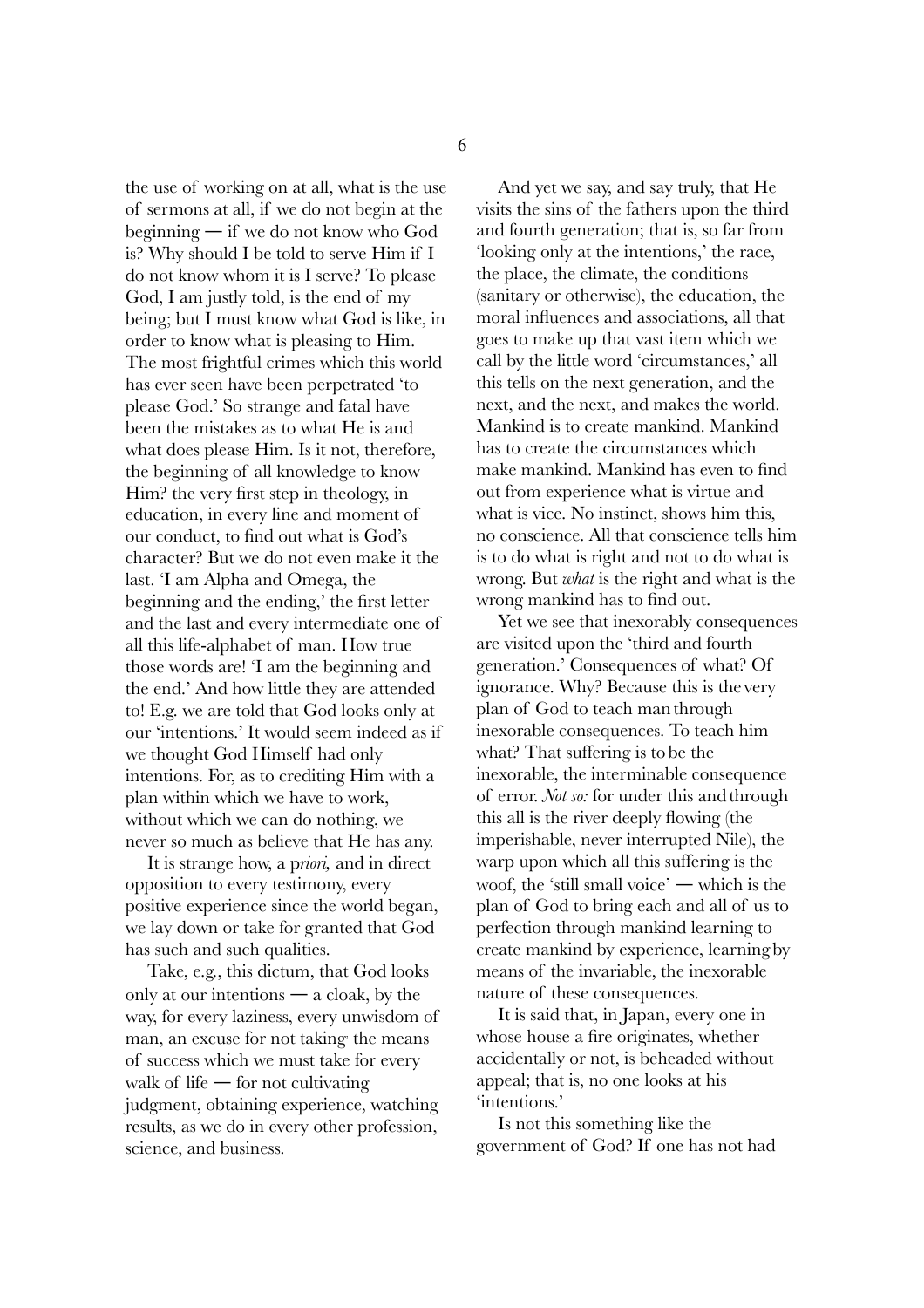the use of working on at all, what is the use of sermons at all, if we do not begin at the beginning — if we do not know who God is? Why should I be told to serve Him if I do not know whom it is I serve? To please God, I am justly told, is the end of my being; but I must know what God is like, in order to know what is pleasing to Him. The most frightful crimes which this world has ever seen have been perpetrated 'to please God.' So strange and fatal have been the mistakes as to what He is and what does please Him. Is it not, therefore, the beginning of all knowledge to know Him? the very first step in theology, in education, in every line and moment of our conduct, to find out what is God's character? But we do not even make it the last. 'I am Alpha and Omega, the beginning and the ending,' the first letter and the last and every intermediate one of all this life-alphabet of man. How true those words are! 'I am the beginning and the end.' And how little they are attended to! E.g. we are told that God looks only at our 'intentions.' It would seem indeed as if we thought God Himself had only intentions. For, as to crediting Him with a plan within which we have to work, without which we can do nothing, we never so much as believe that He has any.

It is strange how, a p*riori,* and in direct opposition to every testimony, every positive experience since the world began, we lay down or take for granted that God has such and such qualities.

Take, e.g., this dictum, that God looks only at our intentions — a cloak, by the way, for every laziness, every unwisdom of man, an excuse for not taking the means of success which we must take for every walk of life — for not cultivating judgment, obtaining experience, watching results, as we do in every other profession, science, and business.

And yet we say, and say truly, that He visits the sins of the fathers upon the third and fourth generation; that is, so far from 'looking only at the intentions,' the race, the place, the climate, the conditions (sanitary or otherwise), the education, the moral influences and associations, all that goes to make up that vast item which we call by the little word 'circumstances,' all this tells on the next generation, and the next, and the next, and makes the world. Mankind is to create mankind. Mankind has to create the circumstances which make mankind. Mankind has even to find out from experience what is virtue and what is vice. No instinct, shows him this, no conscience. All that conscience tells him is to do what is right and not to do what is wrong. But *what* is the right and what is the wrong mankind has to find out.

Yet we see that inexorably consequences are visited upon the 'third and fourth generation.' Consequences of what? Of ignorance. Why? Because this is the very plan of God to teach man through inexorable consequences. To teach him what? That suffering is to be the inexorable, the interminable consequence of error. *Not so:* for under this and through this all is the river deeply flowing (the imperishable, never interrupted Nile), the warp upon which all this suffering is the woof, the 'still small voice' — which is the plan of God to bring each and all of us to perfection through mankind learning to create mankind by experience, learning by means of the invariable, the inexorable nature of these consequences.

It is said that, in Japan, every one in whose house a fire originates, whether accidentally or not, is beheaded without appeal; that is, no one looks at his 'intentions.'

Is not this something like the government of God? If one has not had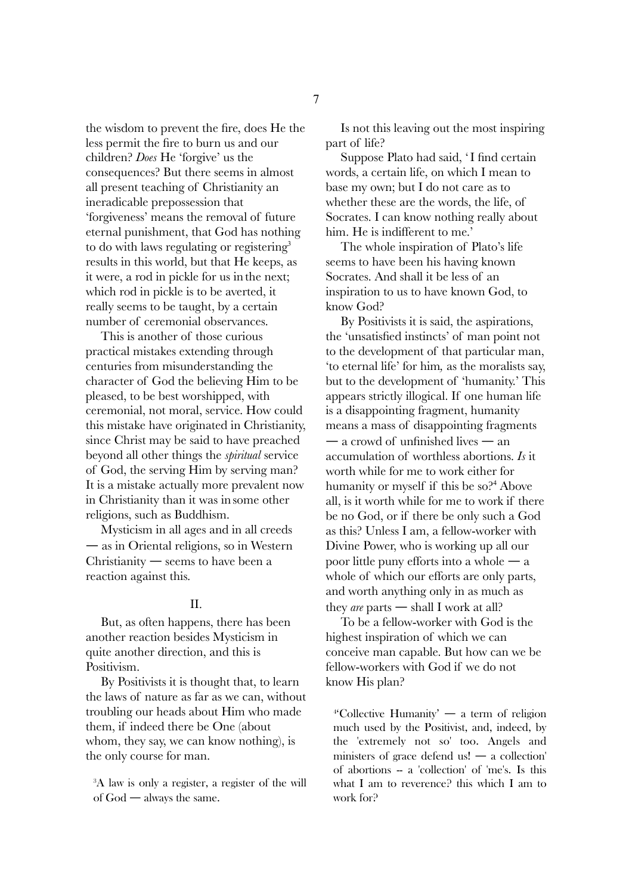the wisdom to prevent the fire, does He the less permit the fire to burn us and our children? *Does* He 'forgive' us the consequences? But there seems in almost all present teaching of Christianity an ineradicable prepossession that 'forgiveness' means the removal of future eternal punishment, that God has nothing to do with laws regulating or registering[3] results in this world, but that He keeps, as it were, a rod in pickle for us in the next; which rod in pickle is to be averted, it really seems to be taught, by a certain number of ceremonial observances.

This is another of those curious practical mistakes extending through centuries from misunderstanding the character of God the believing Him to be pleased, to be best worshipped, with ceremonial, not moral, service. How could this mistake have originated in Christianity, since Christ may be said to have preached beyond all other things the *spiritual* service of God, the serving Him by serving man? It is a mistake actually more prevalent now in Christianity than it was in some other religions, such as Buddhism.

Mysticism in all ages and in all creeds — as in Oriental religions, so in Western Christianity — seems to have been a reaction against this.

## II.

But, as often happens, there has been another reaction besides Mysticism in quite another direction, and this is Positivism.

By Positivists it is thought that, to learn the laws of nature as far as we can, without troubling our heads about Him who made them, if indeed there be One (about whom, they say, we can know nothing), is the only course for man.

Is not this leaving out the most inspiring part of life?

Suppose Plato had said, 'I find certain words, a certain life, on which I mean to base my own; but I do not care as to whether these are the words, the life, of Socrates. I can know nothing really about him. He is indifferent to me.'

The whole inspiration of Plato's life seems to have been his having known Socrates. And shall it be less of an inspiration to us to have known God, to know God?

By Positivists it is said, the aspirations, the 'unsatisfied instincts' of man point not to the development of that particular man, 'to eternal life' for him, as the moralists say, but to the development of 'humanity.' This appears strictly illogical. If one human life is a disappointing fragment, humanity means a mass of disappointing fragments — a crowd of unfinished lives — an accumulation of worthless abortions. *Is* it worth while for me to work either for humanity or myself if this be so?[4] Above all, is it worth while for me to work if there be no God, or if there be only such a God as this? Unless I am, a fellow-worker with Divine Power, who is working up all our poor little puny efforts into a whole — a whole of which our efforts are only parts, and worth anything only in as much as they *are* parts — shall I work at all?

To be a fellow-worker with God is the highest inspiration of which we can conceive man capable. But how can we be fellow-workers with God if we do not know His plan?

[3]A law is only a register, a register of the will of God — always the same.

[4]'Collective Humanity' — a term of religion much used by the Positivist, and, indeed, by the 'extremely not so' too. Angels and ministers of grace defend us! — a collection' of abortions -- a 'collection' of 'me's. Is this what I am to reverence? this which I am to work for?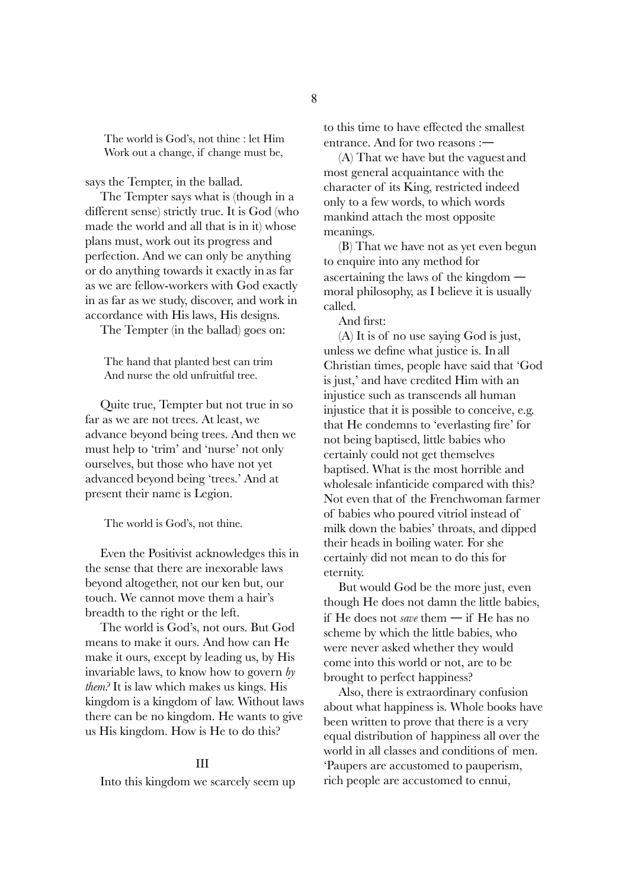> The world is God's, not thine : let Him
> Work out a change, if change must be,

says the Tempter, in the ballad.

The Tempter says what is (though in a different sense) strictly true. It is God (who made the world and all that is in it) whose plans must, work out its progress and perfection. And we can only be anything or do anything towards it exactly in as far as we are fellow-workers with God exactly in as far as we study, discover, and work in accordance with His laws, His designs.

The Tempter (in the ballad) goes on:

> The hand that planted best can trim
> And nurse the old unfruitful tree.

Quite true, Tempter but not true in so far as we are not trees. At least, we advance beyond being trees. And then we must help to 'trim' and 'nurse' not only ourselves, but those who have not yet advanced beyond being 'trees.' And at present their name is Legion.

> The world is God's, not thine.

Even the Positivist acknowledges this in the sense that there are inexorable laws beyond altogether, not our ken but, our touch. We cannot move them a hair's breadth to the right or the left.

The world is God's, not ours. But God means to make it ours. And how can He make it ours, except by leading us, by His invariable laws, to know how to govern *by them?* It is law which makes us kings. His kingdom is a kingdom of law. Without laws there can be no kingdom. He wants to give us His kingdom. How is He to do this?

## III

Into this kingdom we scarcely seem up to this time to have effected the smallest entrance. And for two reasons :—

(A) That we have but the vaguest and most general acquaintance with the character of its King, restricted indeed only to a few words, to which words mankind attach the most opposite meanings.

(B) That we have not as yet even begun to enquire into any method for ascertaining the laws of the kingdom — moral philosophy, as I believe it is usually called.

And first:

(A) It is of no use saying God is just, unless we define what justice is. In all Christian times, people have said that 'God is just,' and have credited Him with an injustice such as transcends all human injustice that it is possible to conceive, e.g. that He condemns to 'everlasting fire' for not being baptised, little babies who certainly could not get themselves baptised. What is the most horrible and wholesale infanticide compared with this? Not even that of the Frenchwoman farmer of babies who poured vitriol instead of milk down the babies' throats, and dipped their heads in boiling water. For she certainly did not mean to do this for eternity.

But would God be the more just, even though He does not damn the little babies, if He does not *save* them — if He has no scheme by which the little babies, who were never asked whether they would come into this world or not, are to be brought to perfect happiness?

Also, there is extraordinary confusion about what happiness is. Whole books have been written to prove that there is a very equal distribution of happiness all over the world in all classes and conditions of men. 'Paupers are accustomed to pauperism, rich people are accustomed to ennui,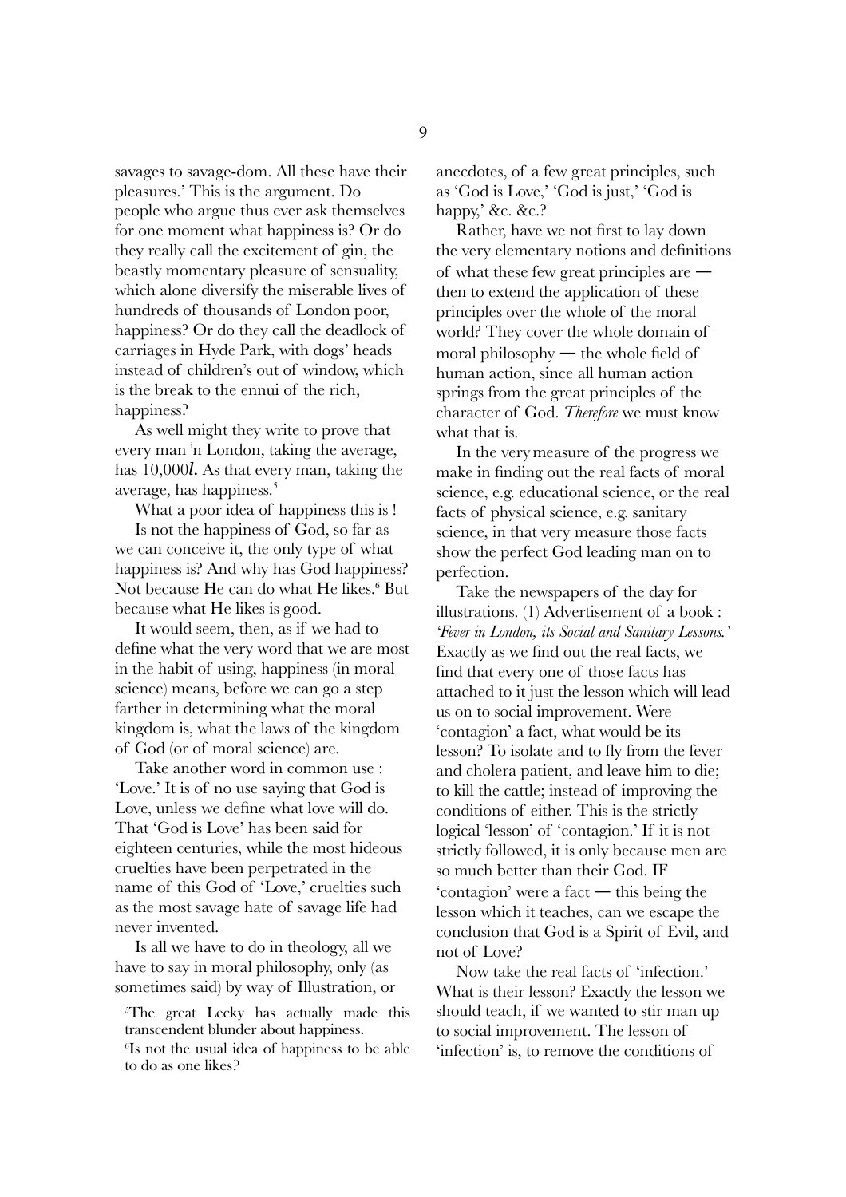savages to savage-dom. All these have their pleasures.' This is the argument. Do people who argue thus ever ask themselves for one moment what happiness is? Or do they really call the excitement of gin, the beastly momentary pleasure of sensuality, which alone diversify the miserable lives of hundreds of thousands of London poor, happiness? Or do they call the deadlock of carriages in Hyde Park, with dogs' heads instead of children's out of window, which is the break to the ennui of the rich, happiness?

As well might they write to prove that every man in London, taking the average, has 10,000*l.* As that every man, taking the average, has happiness.[5]

What a poor idea of happiness this is !

Is not the happiness of God, so far as we can conceive it, the only type of what happiness is? And why has God happiness? Not because He can do what He likes.[6] But because what He likes is good.

It would seem, then, as if we had to define what the very word that we are most in the habit of using, happiness (in moral science) means, before we can go a step farther in determining what the moral kingdom is, what the laws of the kingdom of God (or of moral science) are.

Take another word in common use : 'Love.' It is of no use saying that God is Love, unless we define what love will do. That 'God is Love' has been said for eighteen centuries, while the most hideous cruelties have been perpetrated in the name of this God of 'Love,' cruelties such as the most savage hate of savage life had never invented.

Is all we have to do in theology, all we have to say in moral philosophy, only (as sometimes said) by way of Illustration, or anecdotes, of a few great principles, such as 'God is Love,' 'God is just,' 'God is happy,' &c. &c.?

Rather, have we not first to lay down the very elementary notions and definitions of what these few great principles are — then to extend the application of these principles over the whole of the moral world? They cover the whole domain of moral philosophy — the whole field of human action, since all human action springs from the great principles of the character of God. *Therefore* we must know what that is.

In the very measure of the progress we make in finding out the real facts of moral science, e.g. educational science, or the real facts of physical science, e.g. sanitary science, in that very measure those facts show the perfect God leading man on to perfection.

Take the newspapers of the day for illustrations. (1) Advertisement of a book : *'Fever in London, its Social and Sanitary Lessons.'* Exactly as we find out the real facts, we find that every one of those facts has attached to it just the lesson which will lead us on to social improvement. Were 'contagion' a fact, what would be its lesson? To isolate and to fly from the fever and cholera patient, and leave him to die; to kill the cattle; instead of improving the conditions of either. This is the strictly logical 'lesson' of 'contagion.' If it is not strictly followed, it is only because men are so much better than their God. IF 'contagion' were a fact — this being the lesson which it teaches, can we escape the conclusion that God is a Spirit of Evil, and not of Love?

Now take the real facts of 'infection.' What is their lesson? Exactly the lesson we should teach, if we wanted to stir man up to social improvement. The lesson of 'infection' is, to remove the conditions of

[5] The great Lecky has actually made this transcendent blunder about happiness.

[6] Is not the usual idea of happiness to be able to do as one likes?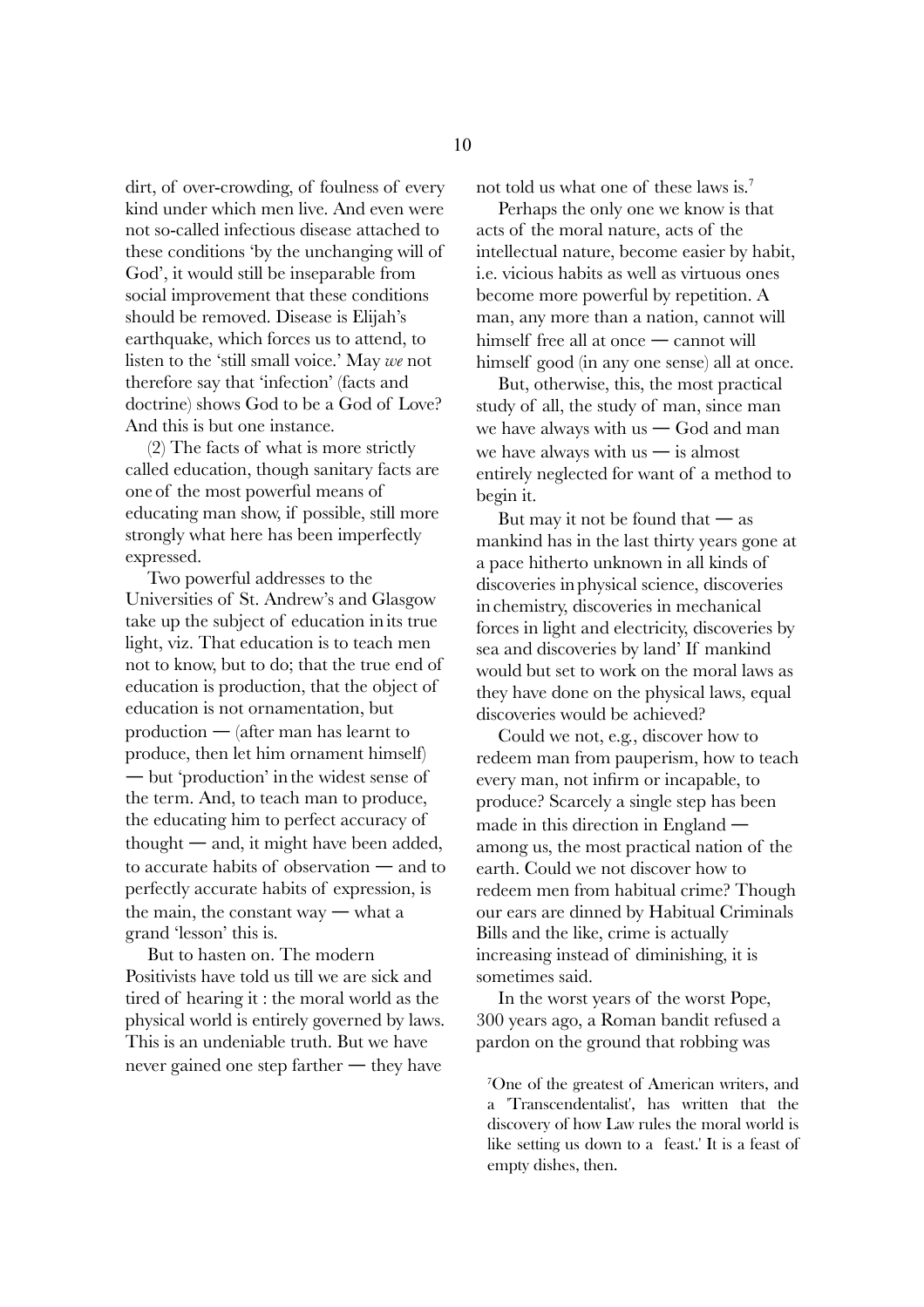dirt, of over-crowding, of foulness of every kind under which men live. And even were not so-called infectious disease attached to these conditions 'by the unchanging will of God', it would still be inseparable from social improvement that these conditions should be removed. Disease is Elijah's earthquake, which forces us to attend, to listen to the 'still small voice.' May *we* not therefore say that 'infection' (facts and doctrine) shows God to be a God of Love? And this is but one instance.

(2) The facts of what is more strictly called education, though sanitary facts are one of the most powerful means of educating man show, if possible, still more strongly what here has been imperfectly expressed.

Two powerful addresses to the Universities of St. Andrew's and Glasgow take up the subject of education in its true light, viz. That education is to teach men not to know, but to do; that the true end of education is production, that the object of education is not ornamentation, but production — (after man has learnt to produce, then let him ornament himself) — but 'production' in the widest sense of the term. And, to teach man to produce, the educating him to perfect accuracy of thought — and, it might have been added, to accurate habits of observation — and to perfectly accurate habits of expression, is the main, the constant way — what a grand 'lesson' this is.

But to hasten on. The modern Positivists have told us till we are sick and tired of hearing it : the moral world as the physical world is entirely governed by laws. This is an undeniable truth. But we have never gained one step farther — they have not told us what one of these laws is.[7]

Perhaps the only one we know is that acts of the moral nature, acts of the intellectual nature, become easier by habit, i.e. vicious habits as well as virtuous ones become more powerful by repetition. A man, any more than a nation, cannot will himself free all at once — cannot will himself good (in any one sense) all at once.

But, otherwise, this, the most practical study of all, the study of man, since man we have always with us — God and man we have always with us — is almost entirely neglected for want of a method to begin it.

But may it not be found that — as mankind has in the last thirty years gone at a pace hitherto unknown in all kinds of discoveries in physical science, discoveries in chemistry, discoveries in mechanical forces in light and electricity, discoveries by sea and discoveries by land' If mankind would but set to work on the moral laws as they have done on the physical laws, equal discoveries would be achieved?

Could we not, e.g., discover how to redeem man from pauperism, how to teach every man, not infirm or incapable, to produce? Scarcely a single step has been made in this direction in England — among us, the most practical nation of the earth. Could we not discover how to redeem men from habitual crime? Though our ears are dinned by Habitual Criminals Bills and the like, crime is actually increasing instead of diminishing, it is sometimes said.

In the worst years of the worst Pope, 300 years ago, a Roman bandit refused a pardon on the ground that robbing was

[7]One of the greatest of American writers, and a 'Transcendentalist', has written that the discovery of how Law rules the moral world is like setting us down to a feast.' It is a feast of empty dishes, then.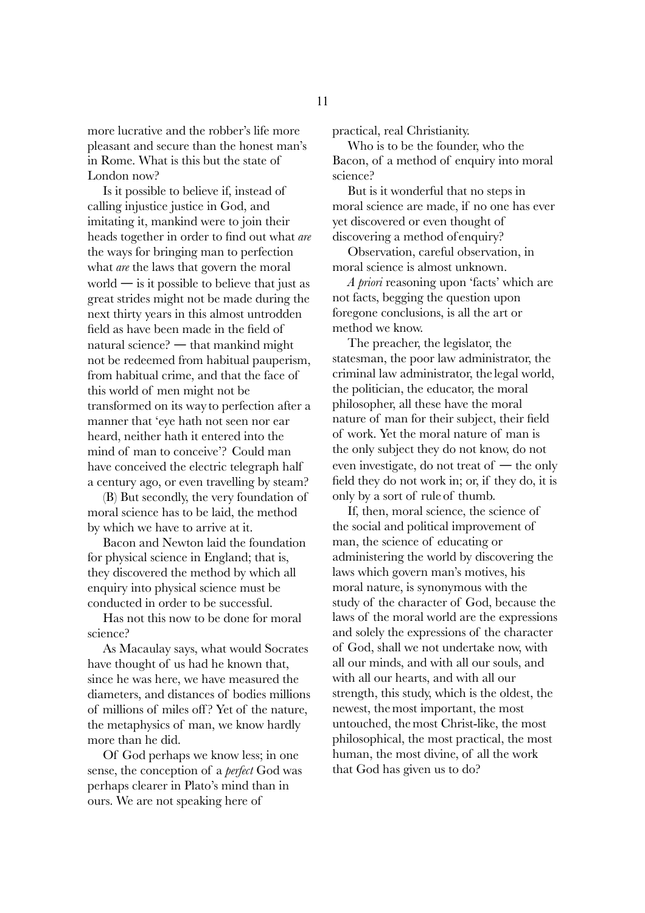more lucrative and the robber's life more pleasant and secure than the honest man's in Rome. What is this but the state of London now?

Is it possible to believe if, instead of calling injustice justice in God, and imitating it, mankind were to join their heads together in order to find out what *are* the ways for bringing man to perfection what *are* the laws that govern the moral world — is it possible to believe that just as great strides might not be made during the next thirty years in this almost untrodden field as have been made in the field of natural science? — that mankind might not be redeemed from habitual pauperism, from habitual crime, and that the face of this world of men might not be transformed on its way to perfection after a manner that 'eye hath not seen nor ear heard, neither hath it entered into the mind of man to conceive'? Could man have conceived the electric telegraph half a century ago, or even travelling by steam?

(B) But secondly, the very foundation of moral science has to be laid, the method by which we have to arrive at it.

Bacon and Newton laid the foundation for physical science in England; that is, they discovered the method by which all enquiry into physical science must be conducted in order to be successful.

Has not this now to be done for moral science?

As Macaulay says, what would Socrates have thought of us had he known that, since he was here, we have measured the diameters, and distances of bodies millions of millions of miles off? Yet of the nature, the metaphysics of man, we know hardly more than he did.

Of God perhaps we know less; in one sense, the conception of a *perfect* God was perhaps clearer in Plato's mind than in ours. We are not speaking here of practical, real Christianity.

Who is to be the founder, who the Bacon, of a method of enquiry into moral science?

But is it wonderful that no steps in moral science are made, if no one has ever yet discovered or even thought of discovering a method of enquiry?

Observation, careful observation, in moral science is almost unknown.

*A priori* reasoning upon 'facts' which are not facts, begging the question upon foregone conclusions, is all the art or method we know.

The preacher, the legislator, the statesman, the poor law administrator, the criminal law administrator, the legal world, the politician, the educator, the moral philosopher, all these have the moral nature of man for their subject, their field of work. Yet the moral nature of man is the only subject they do not know, do not even investigate, do not treat of — the only field they do not work in; or, if they do, it is only by a sort of rule of thumb.

If, then, moral science, the science of the social and political improvement of man, the science of educating or administering the world by discovering the laws which govern man's motives, his moral nature, is synonymous with the study of the character of God, because the laws of the moral world are the expressions and solely the expressions of the character of God, shall we not undertake now, with all our minds, and with all our souls, and with all our hearts, and with all our strength, this study, which is the oldest, the newest, the most important, the most untouched, the most Christ-like, the most philosophical, the most practical, the most human, the most divine, of all the work that God has given us to do?